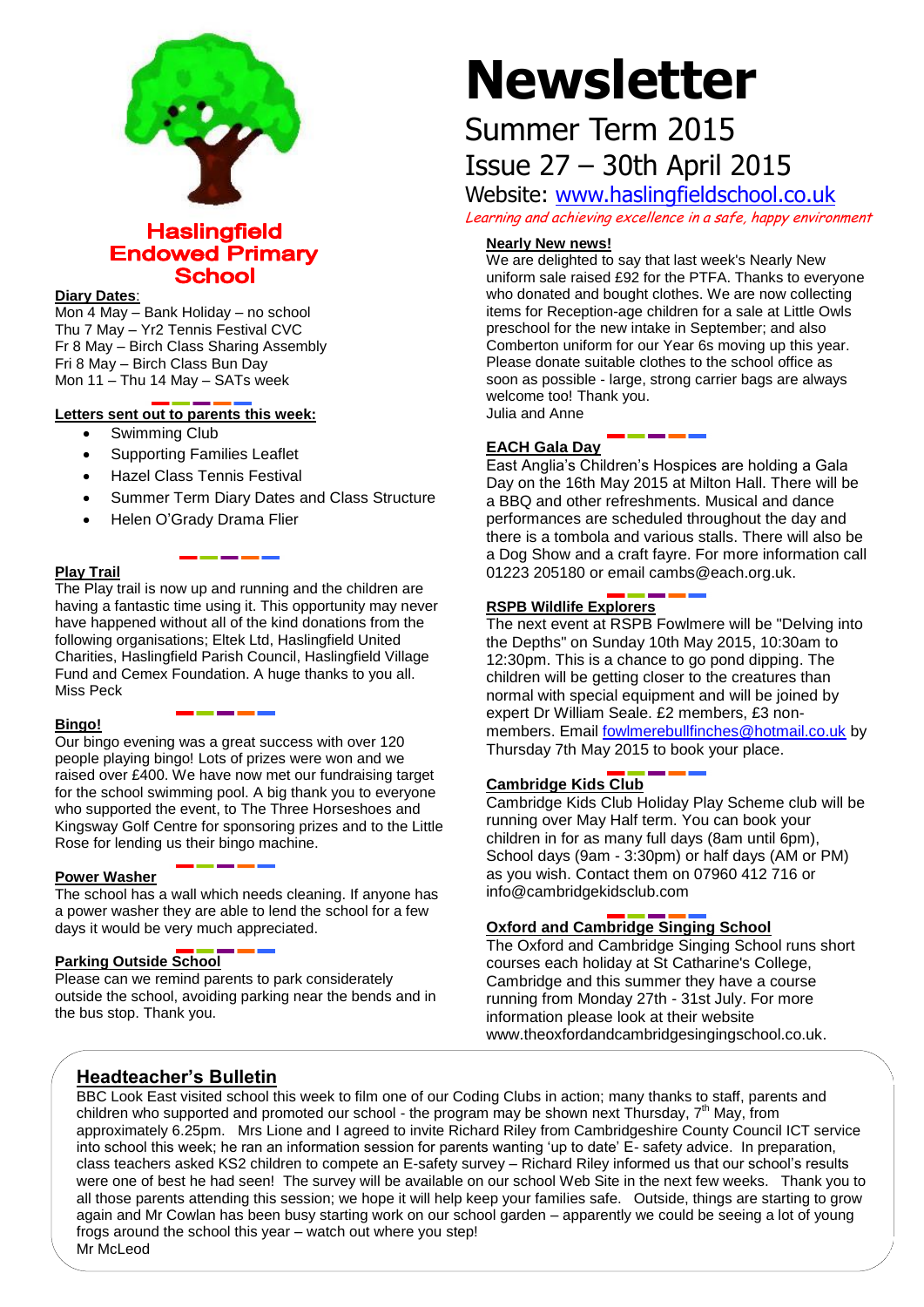# Newsletter

## Summer Term 2015

## Issue 27 – 30th April 2015

Website: www.haslingfieldschool.co.uk

*Learning and achieving excellence in a safe, happy environment*

**Haslingfield Endowed Primary School**

**Diary Dates**:

Mon 4 May – Bank Holiday – no school
Thu 7 May – Yr2 Tennis Festival CVC
Fr 8 May – Birch Class Sharing Assembly
Fri 8 May – Birch Class Bun Day
Mon 11 – Thu 14 May – SATs week

**Letters sent out to parents this week:**

- Swimming Club
- Supporting Families Leaflet
- Hazel Class Tennis Festival
- Summer Term Diary Dates and Class Structure
- Helen O'Grady Drama Flier

**Play Trail**

The Play trail is now up and running and the children are having a fantastic time using it. This opportunity may never have happened without all of the kind donations from the following organisations; Eltek Ltd, Haslingfield United Charities, Haslingfield Parish Council, Haslingfield Village Fund and Cemex Foundation. A huge thanks to you all.
Miss Peck

**Bingo!**

Our bingo evening was a great success with over 120 people playing bingo! Lots of prizes were won and we raised over £400. We have now met our fundraising target for the school swimming pool. A big thank you to everyone who supported the event, to The Three Horseshoes and Kingsway Golf Centre for sponsoring prizes and to the Little Rose for lending us their bingo machine.

**Power Washer**

The school has a wall which needs cleaning. If anyone has a power washer they are able to lend the school for a few days it would be very much appreciated.

**Parking Outside School**

Please can we remind parents to park considerately outside the school, avoiding parking near the bends and in the bus stop. Thank you.

**Nearly New news!**

We are delighted to say that last week's Nearly New uniform sale raised £92 for the PTFA. Thanks to everyone who donated and bought clothes. We are now collecting items for Reception-age children for a sale at Little Owls preschool for the new intake in September; and also Comberton uniform for our Year 6s moving up this year. Please donate suitable clothes to the school office as soon as possible - large, strong carrier bags are always welcome too! Thank you.
Julia and Anne

**EACH Gala Day**

East Anglia's Children's Hospices are holding a Gala Day on the 16th May 2015 at Milton Hall. There will be a BBQ and other refreshments. Musical and dance performances are scheduled throughout the day and there is a tombola and various stalls. There will also be a Dog Show and a craft fayre. For more information call 01223 205180 or email cambs@each.org.uk.

**RSPB Wildlife Explorers**

The next event at RSPB Fowlmere will be "Delving into the Depths" on Sunday 10th May 2015, 10:30am to 12:30pm. This is a chance to go pond dipping. The children will be getting closer to the creatures than normal with special equipment and will be joined by expert Dr William Seale. £2 members, £3 non-members. Email fowlmerebullfinches@hotmail.co.uk by Thursday 7th May 2015 to book your place.

**Cambridge Kids Club**

Cambridge Kids Club Holiday Play Scheme club will be running over May Half term. You can book your children in for as many full days (8am until 6pm), School days (9am - 3:30pm) or half days (AM or PM) as you wish. Contact them on 07960 412 716 or info@cambridgekidsclub.com

**Oxford and Cambridge Singing School**

The Oxford and Cambridge Singing School runs short courses each holiday at St Catharine's College, Cambridge and this summer they have a course running from Monday 27th - 31st July. For more information please look at their website www.theoxfordandcambridgesingingschool.co.uk.

**Headteacher's Bulletin**

BBC Look East visited school this week to film one of our Coding Clubs in action; many thanks to staff, parents and children who supported and promoted our school - the program may be shown next Thursday, 7th May, from approximately 6.25pm. Mrs Lione and I agreed to invite Richard Riley from Cambridgeshire County Council ICT service into school this week; he ran an information session for parents wanting 'up to date' E- safety advice. In preparation, class teachers asked KS2 children to compete an E-safety survey – Richard Riley informed us that our school's results were one of best he had seen! The survey will be available on our school Web Site in the next few weeks. Thank you to all those parents attending this session; we hope it will help keep your families safe. Outside, things are starting to grow again and Mr Cowlan has been busy starting work on our school garden – apparently we could be seeing a lot of young frogs around the school this year – watch out where you step!
Mr McLeod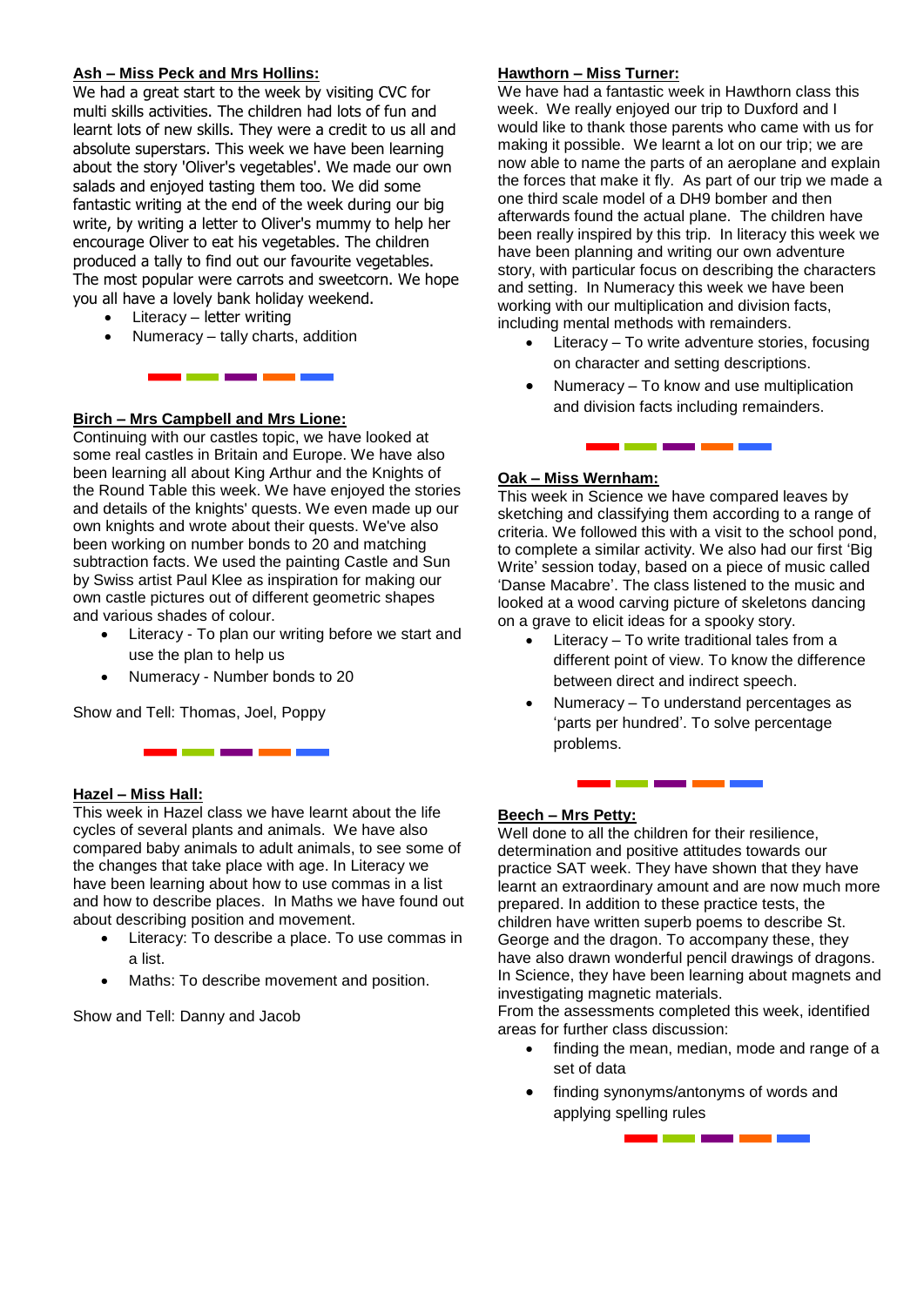**Ash – Miss Peck and Mrs Hollins:**

We had a great start to the week by visiting CVC for multi skills activities. The children had lots of fun and learnt lots of new skills. They were a credit to us all and absolute superstars. This week we have been learning about the story 'Oliver's vegetables'. We made our own salads and enjoyed tasting them too. We did some fantastic writing at the end of the week during our big write, by writing a letter to Oliver's mummy to help her encourage Oliver to eat his vegetables. The children produced a tally to find out our favourite vegetables. The most popular were carrots and sweetcorn. We hope you all have a lovely bank holiday weekend.

- Literacy – letter writing
- Numeracy – tally charts, addition

**Birch – Mrs Campbell and Mrs Lione:**

Continuing with our castles topic, we have looked at some real castles in Britain and Europe. We have also been learning all about King Arthur and the Knights of the Round Table this week. We have enjoyed the stories and details of the knights' quests. We even made up our own knights and wrote about their quests. We've also been working on number bonds to 20 and matching subtraction facts. We used the painting Castle and Sun by Swiss artist Paul Klee as inspiration for making our own castle pictures out of different geometric shapes and various shades of colour.

- Literacy - To plan our writing before we start and use the plan to help us
- Numeracy - Number bonds to 20

Show and Tell: Thomas, Joel, Poppy

**Hazel – Miss Hall:**

This week in Hazel class we have learnt about the life cycles of several plants and animals. We have also compared baby animals to adult animals, to see some of the changes that take place with age. In Literacy we have been learning about how to use commas in a list and how to describe places. In Maths we have found out about describing position and movement.

- Literacy: To describe a place. To use commas in a list.
- Maths: To describe movement and position.

Show and Tell: Danny and Jacob

**Hawthorn – Miss Turner:**

We have had a fantastic week in Hawthorn class this week. We really enjoyed our trip to Duxford and I would like to thank those parents who came with us for making it possible. We learnt a lot on our trip; we are now able to name the parts of an aeroplane and explain the forces that make it fly. As part of our trip we made a one third scale model of a DH9 bomber and then afterwards found the actual plane. The children have been really inspired by this trip. In literacy this week we have been planning and writing our own adventure story, with particular focus on describing the characters and setting. In Numeracy this week we have been working with our multiplication and division facts, including mental methods with remainders.

- Literacy – To write adventure stories, focusing on character and setting descriptions.
- Numeracy – To know and use multiplication and division facts including remainders.

**Oak – Miss Wernham:**

This week in Science we have compared leaves by sketching and classifying them according to a range of criteria. We followed this with a visit to the school pond, to complete a similar activity. We also had our first 'Big Write' session today, based on a piece of music called 'Danse Macabre'. The class listened to the music and looked at a wood carving picture of skeletons dancing on a grave to elicit ideas for a spooky story.

- Literacy – To write traditional tales from a different point of view. To know the difference between direct and indirect speech.
- Numeracy – To understand percentages as 'parts per hundred'. To solve percentage problems.

**Beech – Mrs Petty:**

Well done to all the children for their resilience, determination and positive attitudes towards our practice SAT week. They have shown that they have learnt an extraordinary amount and are now much more prepared. In addition to these practice tests, the children have written superb poems to describe St. George and the dragon. To accompany these, they have also drawn wonderful pencil drawings of dragons. In Science, they have been learning about magnets and investigating magnetic materials.

From the assessments completed this week, identified areas for further class discussion:

- finding the mean, median, mode and range of a set of data
- finding synonyms/antonyms of words and applying spelling rules